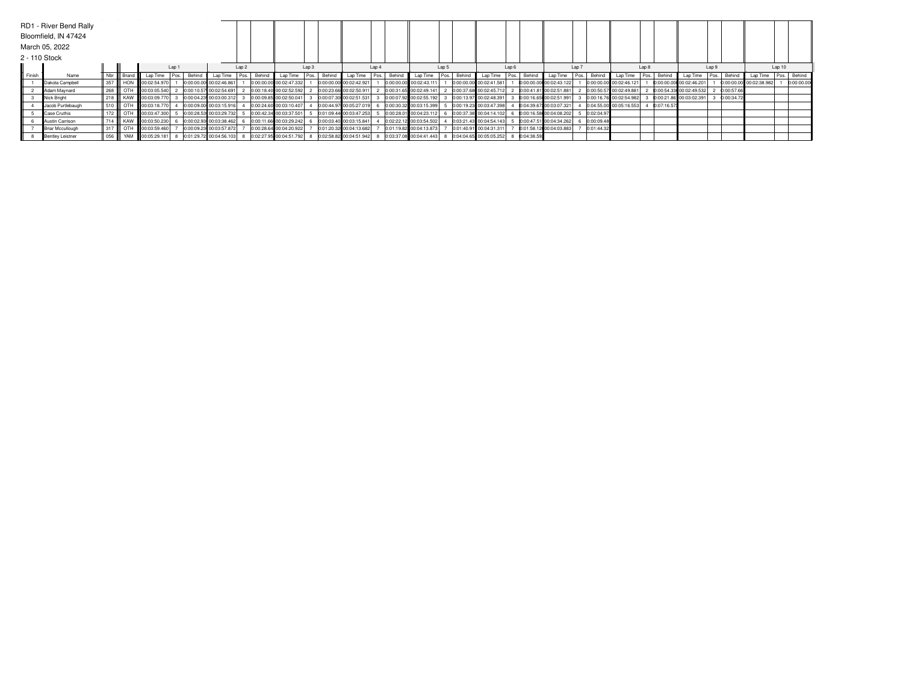RD1 - River Bend Rally

Bloomfield, IN 47424

March 05, 2022

2 - 110 Stock

| | | | | Lap 1 | | | Lap 2 | | | Lap 3 | | | Lap 4 | | | Lap 5 | | | Lap 6 | | | Lap 7 | | | Lap 8 | | | Lap 9 | | | Lap 10 | | |
|---|---|---|---|---|---|---|---|---|---|---|---|---|---|---|---|---|---|---|---|---|---|---|---|---|---|---|---|---|---|---|---|---|---|
| Finish | Name | Nbr | Brand | Lap Time | Pos. | Behind | Lap Time | Pos. | Behind | Lap Time | Pos. | Behind | Lap Time | Pos. | Behind | Lap Time | Pos. | Behind | Lap Time | Pos. | Behind | Lap Time | Pos. | Behind | Lap Time | Pos. | Behind | Lap Time | Pos. | Behind | Lap Time | Pos. | Behind |
| 1 | Dakota Campbell | 357 | HON | 00:02:54.970 | 1 | 0:00:00.00 | 00:02:46.861 | 1 | 0:00:00.00 | 00:02:47.332 | 1 | 0:00:00.00 | 00:02:42.921 | 1 | 0:00:00.00 | 00:02:43.111 | 1 | 0:00:00.00 | 00:02:41.581 | 1 | 0:00:00.00 | 00:02:43.122 | 1 | 0:00:00.00 | 00:02:46.121 | 1 | 0:00:00.00 | 00:02:46.201 | 1 | 0:00:00.00 | 00:02:38.982 | 1 | 0:00:00.00 |
| 2 | Adam Maynard | 268 | OTH | 00:03:05.540 | 2 | 0:00:10.57 | 00:02:54.691 | 2 | 0:00:18.40 | 00:02:52.592 | 2 | 0:00:23.66 | 00:02:50.911 | 2 | 0:00:31.65 | 00:02:49.141 | 2 | 0:00:37.68 | 00:02:45.712 | 2 | 0:00:41.81 | 00:02:51.881 | 2 | 0:00:50.57 | 00:02:49.881 | 2 | 0:00:54.33 | 00:02:49.532 | 2 | 0:00:57.66 | | | |
| 3 | Nick Bright | 218 | KAW | 00:03:09.770 | 3 | 0:00:04.23 | 00:03:00.312 | 3 | 0:00:09.85 | 00:02:50.041 | 3 | 0:00:07.30 | 00:02:51.531 | 3 | 0:00:07.92 | 00:02:55.192 | 3 | 0:00:13.97 | 00:02:48.391 | 3 | 0:00:16.65 | 00:02:51.991 | 3 | 0:00:16.76 | 00:02:54.982 | 3 | 0:00:21.86 | 00:03:02.391 | 3 | 0:00:34.72 | | | |
| 4 | Jacob Purtlebaugh | 510 | OTH | 00:03:18.770 | 4 | 0:00:09.00 | 00:03:15.916 | 4 | 0:00:24.60 | 00:03:10.407 | 4 | 0:00:44.97 | 00:05:27.019 | 6 | 0:00:30.32 | 00:03:15.399 | 5 | 0:00:19.23 | 00:03:47.398 | 4 | 0:04:39.67 | 00:03:07.321 | 4 | 0:04:55.00 | 00:05:16.553 | 4 | 0:07:16.57 | | | | | | |
| 5 | Case Cruthis | 172 | OTH | 00:03:47.300 | 5 | 0:00:28.53 | 00:03:29.732 | 5 | 0:00:42.34 | 00:03:37.501 | 5 | 0:01:09.44 | 00:03:47.253 | 5 | 0:00:28.01 | 00:04:23.112 | 6 | 0:00:37.38 | 00:04:14.102 | 6 | 0:00:16.58 | 00:04:08.202 | 5 | 0:02:04.97 | | | | | | | | | |
| 6 | Austin Carrison | 714 | KAW | 00:03:50.230 | 6 | 0:00:02.93 | 00:03:38.462 | 6 | 0:00:11.66 | 00:03:29.242 | 6 | 0:00:03.40 | 00:03:15.841 | 4 | 0:02:22.12 | 00:03:54.502 | 4 | 0:03:21.43 | 00:04:54.143 | 5 | 0:00:47.51 | 00:04:34.262 | 6 | 0:00:09.48 | | | | | | | | | |
| 7 | Briar Mccullough | 317 | OTH | 00:03:59.460 | 7 | 0:00:09.23 | 00:03:57.872 | 7 | 0:00:28.64 | 00:04:20.922 | 7 | 0:01:20.32 | 00:04:13.682 | 7 | 0:01:19.82 | 00:04:13.873 | 7 | 0:01:40.91 | 00:04:31.311 | 7 | 0:01:58.12 | 00:04:03.883 | 7 | 0:01:44.32 | | | | | | | | | |
| 8 | Bentley Leistner | 056 | YAM | 00:05:29.181 | 8 | 0:01:29.72 | 00:04:56.103 | 8 | 0:02:27.95 | 00:04:51.792 | 8 | 0:02:58.82 | 00:04:51.942 | 8 | 0:03:37.08 | 00:04:41.443 | 8 | 0:04:04.65 | 00:05:05.252 | 8 | 0:04:38.59 | | | | | | | | | | | | |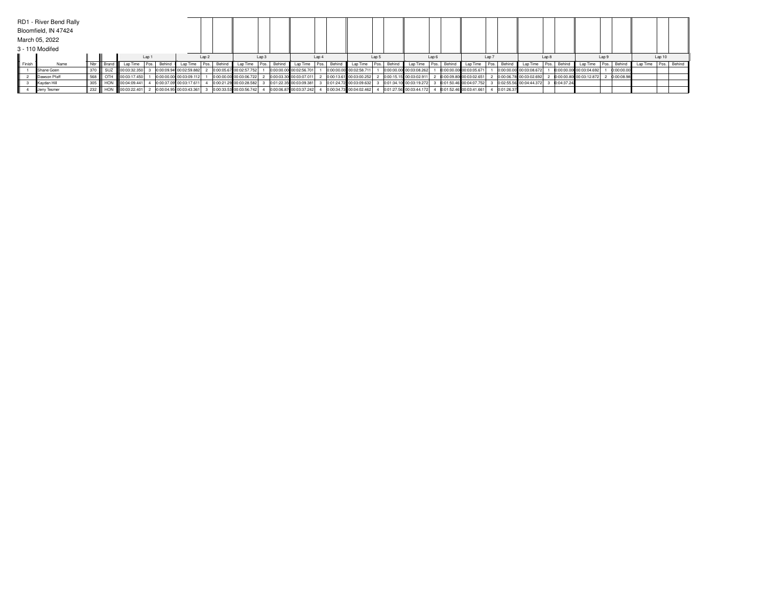RD1 - River Bend Rally

Bloomfield, IN 47424

March 05, 2022

3 - 110 Modifed

| | | | | Lap 1 | | | Lap 2 | | | Lap 3 | | | Lap 4 | | | Lap 5 | | | Lap 6 | | | Lap 7 | | | Lap 8 | | | Lap 9 | | | Lap 10 | | |
|---|---|---|---|---|---|---|---|---|---|---|---|---|---|---|---|---|---|---|---|---|---|---|---|---|---|---|---|---|---|---|---|---|---|
| Finish | Name | Nbr | Brand | Lap Time | Pos. | Behind | Lap Time | Pos. | Behind | Lap Time | Pos. | Behind | Lap Time | Pos. | Behind | Lap Time | Pos. | Behind | Lap Time | Pos. | Behind | Lap Time | Pos. | Behind | Lap Time | Pos. | Behind | Lap Time | Pos. | Behind | Lap Time | Pos. | Behind |
| 1 | Shane Goen | 370 | SUZ | 00:03:32.350 | 3 | 0:00:09.94 | 00:02:59.882 | 2 | 0:00:05.67 | 00:02:57.752 | 1 | 0:00:00.00 | 00:02:56.701 | 1 | 0:00:00.00 | 00:02:58.711 | 1 | 0:00:00.00 | 00:03:08.262 | 1 | 0:00:00.00 | 00:03:05.671 | 1 | 0:00:00.00 | 00:03:08.672 | 1 | 0:00:00.00 | 00:03:04.692 | 1 | 0:00:00.00 | | | |
| 2 | Dawson Pfaff | 568 | OTH | 00:03:17.450 | 1 | 0:00:00.00 | 00:03:09.112 | 1 | 0:00:00.00 | 00:03:06.722 | 2 | 0:00:03.30 | 00:03:07.011 | 2 | 0:00:13.61 | 00:03:00.252 | 2 | 0:00:15.15 | 00:03:02.911 | 2 | 0:00:09.80 | 00:03:02.651 | 2 | 0:00:06.78 | 00:03:02.692 | 2 | 0:00:00.80 | 00:03:12.872 | 2 | 0:00:08.98 | | | |
| 3 | Kaydan Hill | 305 | HON | 00:04:09.441 | 4 | 0:00:37.09 | 00:03:17.611 | 4 | 0:00:21.29 | 00:03:28.582 | 3 | 0:01:22.35 | 00:03:09.381 | 3 | 0:01:24.72 | 00:03:09.632 | 3 | 0:01:34.10 | 00:03:19.272 | 3 | 0:01:50.46 | 00:04:07.752 | 3 | 0:02:55.56 | 00:04:44.372 | 3 | 0:04:37.24 | | | | | | |
| 4 | Jerry Tesmer | 232 | HON | 00:03:22.401 | 2 | 0:00:04.95 | 00:03:43.361 | 3 | 0:00:33.53 | 00:03:56.742 | 4 | 0:00:06.87 | 00:03:37.242 | 4 | 0:00:34.73 | 00:04:02.462 | 4 | 0:01:27.56 | 00:03:44.172 | 4 | 0:01:52.46 | 00:03:41.661 | 4 | 0:01:26.37 | | | | | | | | | |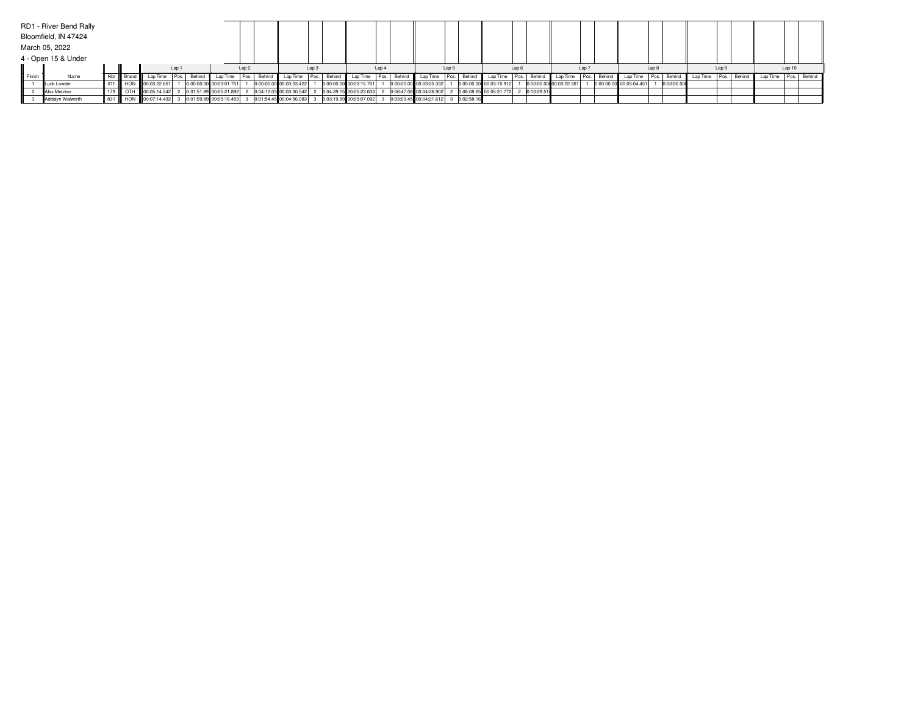RD1 - River Bend Rally

Bloomfield, IN 47424

March 05, 2022

4 - Open 15 & Under

| | | | | Lap 1 | | | Lap 2 | | | Lap 3 | | | Lap 4 | | | Lap 5 | | | Lap 6 | | | Lap 7 | | | Lap 8 | | | Lap 9 | | | Lap 10 | | |
|---|---|---|---|---|---|---|---|---|---|---|---|---|---|---|---|---|---|---|---|---|---|---|---|---|---|---|---|---|---|---|---|---|---|
| Finish | Name | Nbr | Brand | Lap Time | Pos. | Behind | Lap Time | Pos. | Behind | Lap Time | Pos. | Behind | Lap Time | Pos. | Behind | Lap Time | Pos. | Behind | Lap Time | Pos. | Behind | Lap Time | Pos. | Behind | Lap Time | Pos. | Behind | Lap Time | Pos. | Behind | Lap Time | Pos. | Behind |
| 1 | Luck Lowder | 011 | HON | 00:03:22.651 | 1 | 0:00:00.00 | 00:03:01.751 | 1 | 0:00:00.00 | 00:03:03.422 | 1 | 0:00:00.00 | 00:03:15.701 | 1 | 0:00:00.00 | 00:03:05.332 | 1 | 0:00:00.00 | 00:03:10.912 | 1 | 0:00:00.00 | 00:03:22.361 | 1 | 0:00:00.00 | 00:03:04.451 | 1 | 0:00:00.00 | | | | | | |
| 2 | Alex Metzker | 179 | OTH | 00:05:14.542 | 2 | 0:01:51.89 | 00:05:21.892 | 2 | 0:04:12.03 | 00:03:30.542 | 2 | 0:04:39.15 | 00:05:23.633 | 2 | 0:06:47.08 | 00:04:26.902 | 2 | 0:08:08.65 | 00:05:31.772 | 2 | 0:10:29.51 | | | | | | | | | | | | |
| 3 | Addalyn Walworth | 831 | HON | 00:07:14.432 | 3 | 0:01:59.89 | 00:05:16.453 | 3 | 0:01:54.45 | 00:04:56.083 | 3 | 0:03:19.99 | 00:05:07.092 | 3 | 0:03:03.45 | 00:04:21.612 | 3 | 0:02:58.16 | | | | | | | | | | | | | | | |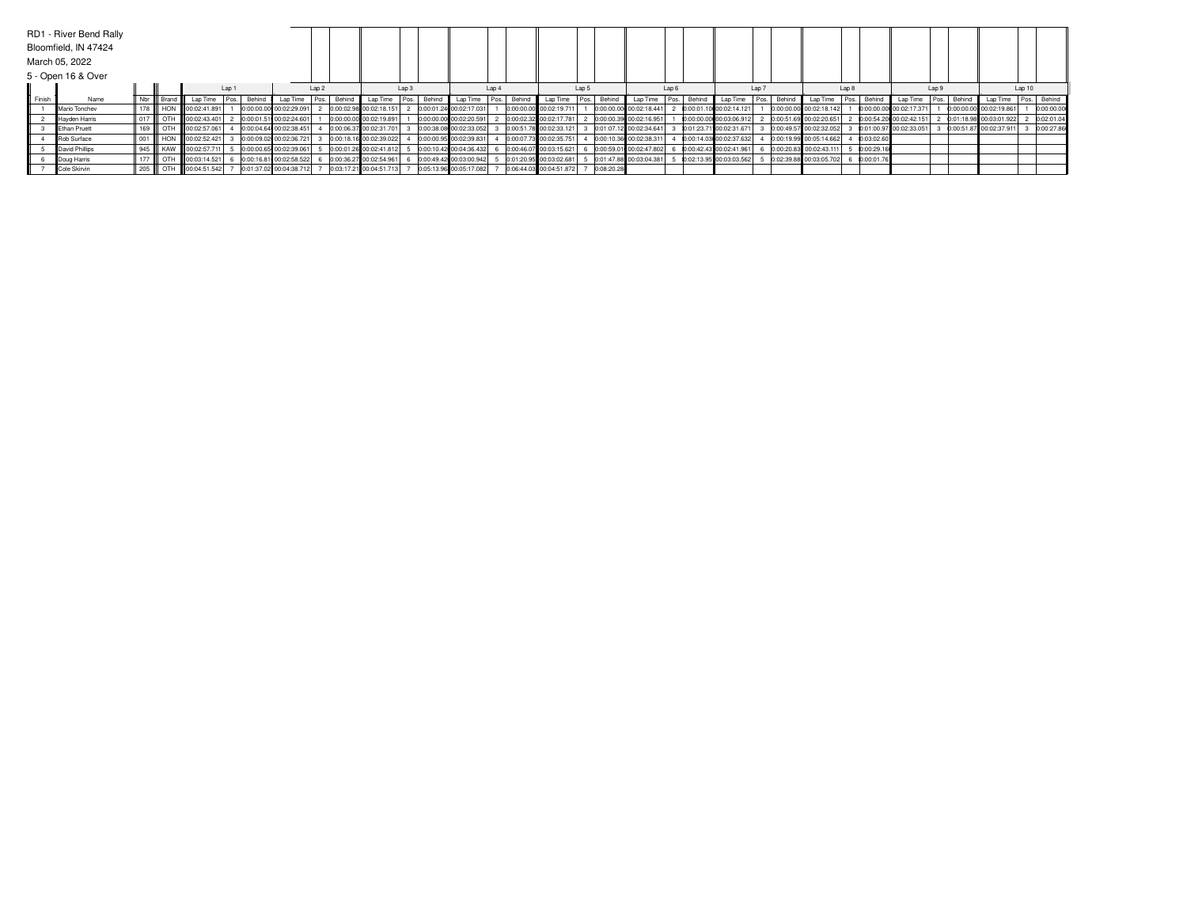RD1 - River Bend Rally

Bloomfield, IN 47424

March 05, 2022

5 - Open 16 & Over

| | | | | Lap 1 | | | Lap 2 | | | Lap 3 | | | Lap 4 | | | Lap 5 | | | Lap 6 | | | Lap 7 | | | Lap 8 | | | Lap 9 | | | Lap 10 | | |
|---|---|---|---|---|---|---|---|---|---|---|---|---|---|---|---|---|---|---|---|---|---|---|---|---|---|---|---|---|---|---|---|---|---|
| Finish | Name | Nbr | Brand | Lap Time | Pos. | Behind | Lap Time | Pos. | Behind | Lap Time | Pos. | Behind | Lap Time | Pos. | Behind | Lap Time | Pos. | Behind | Lap Time | Pos. | Behind | Lap Time | Pos. | Behind | Lap Time | Pos. | Behind | Lap Time | Pos. | Behind | Lap Time | Pos. | Behind |
| 1 | Mario Tonchev | 178 | HON | 00:02:41.891 | 1 | 0:00:00.00 | 00:02:29.091 | 2 | 0:00:02.98 | 00:02:18.151 | 2 | 0:00:01.24 | 00:02:17.031 | 1 | 0:00:00.00 | 00:02:19.711 | 1 | 0:00:00.00 | 00:02:18.441 | 2 | 0:00:01.10 | 00:02:14.121 | 1 | 0:00:00.00 | 00:02:18.142 | 1 | 0:00:00.00 | 00:02:17.371 | 1 | 0:00:00.00 | 00:02:19.861 | 1 | 0:00:00.00 |
| 2 | Hayden Harris | 017 | OTH | 00:02:43.401 | 2 | 0:00:01.51 | 00:02:24.601 | 1 | 0:00:00.00 | 00:02:19.891 | 1 | 0:00:00.00 | 00:02:20.591 | 2 | 0:00:02.32 | 00:02:17.781 | 2 | 0:00:00.39 | 00:02:16.951 | 1 | 0:00:00.00 | 00:03:06.912 | 2 | 0:00:51.69 | 00:02:20.651 | 2 | 0:00:54.20 | 00:02:42.151 | 2 | 0:01:18.98 | 00:03:01.922 | 2 | 0:02:01.04 |
| 3 | Ethan Pruett | 169 | OTH | 00:02:57.061 | 4 | 0:00:04.64 | 00:02:38.451 | 4 | 0:00:06.37 | 00:02:31.701 | 3 | 0:00:38.08 | 00:02:33.052 | 3 | 0:00:51.78 | 00:02:33.121 | 3 | 0:01:07.12 | 00:02:34.641 | 3 | 0:01:23.71 | 00:02:31.671 | 3 | 0:00:49.57 | 00:02:32.052 | 3 | 0:01:00.97 | 00:02:33.051 | 3 | 0:00:51.87 | 00:02:37.911 | 3 | 0:00:27.86 |
| 4 | Rob Surface | 001 | HON | 00:02:52.421 | 3 | 0:00:09.02 | 00:02:36.721 | 3 | 0:00:18.16 | 00:02:39.022 | 4 | 0:00:00.95 | 00:02:39.831 | 4 | 0:00:07.73 | 00:02:35.751 | 4 | 0:00:10.36 | 00:02:38.311 | 4 | 0:00:14.03 | 00:02:37.632 | 4 | 0:00:19.99 | 00:05:14.662 | 4 | 0:03:02.60 | | | | | | |
| 5 | David Phillips | 945 | KAW | 00:02:57.711 | 5 | 0:00:00.65 | 00:02:39.061 | 5 | 0:00:01.26 | 00:02:41.812 | 5 | 0:00:10.42 | 00:04:36.432 | 6 | 0:00:46.07 | 00:03:15.621 | 6 | 0:00:59.01 | 00:02:47.802 | 6 | 0:00:42.43 | 00:02:41.961 | 6 | 0:00:20.83 | 00:02:43.111 | 5 | 0:00:29.16 | | | | | | |
| 6 | Doug Harris | 177 | OTH | 00:03:14.521 | 6 | 0:00:16.81 | 00:02:58.522 | 6 | 0:00:36.27 | 00:02:54.961 | 6 | 0:00:49.42 | 00:03:00.942 | 5 | 0:01:20.95 | 00:03:02.681 | 5 | 0:01:47.88 | 00:03:04.381 | 5 | 0:02:13.95 | 00:03:03.562 | 5 | 0:02:39.88 | 00:03:05.702 | 6 | 0:00:01.76 | | | | | | |
| 7 | Cole Skirvin | 205 | OTH | 00:04:51.542 | 7 | 0:01:37.02 | 00:04:38.712 | 7 | 0:03:17.21 | 00:04:51.713 | 7 | 0:05:13.96 | 00:05:17.082 | 7 | 0:06:44.03 | 00:04:51.872 | 7 | 0:08:20.28 | | | | | | | | | | | | | | | |